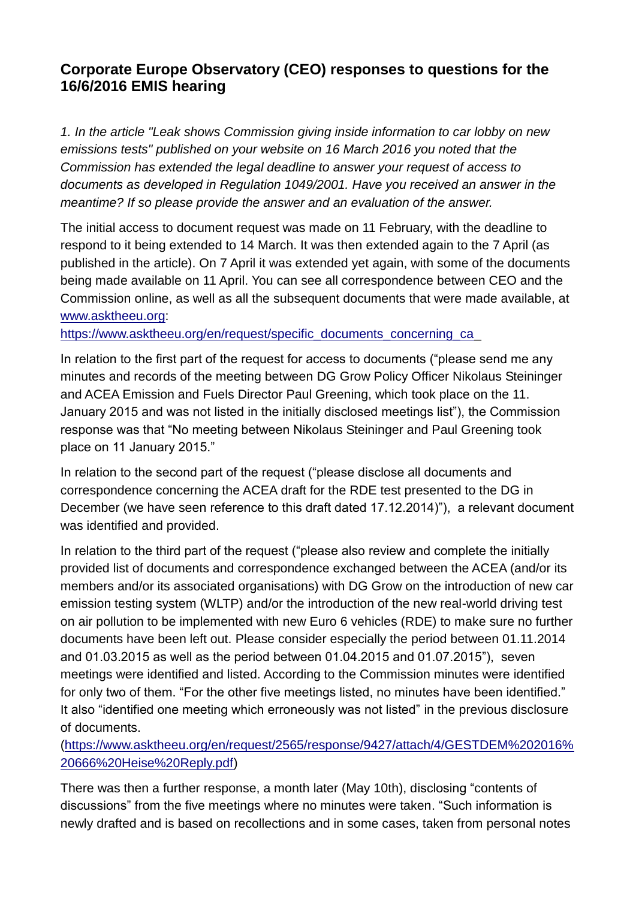## Corporate Europe Observatory (CEO) responses to questions for the 16/6/2016 EMIS hearing

*1. In the article "Leak shows Commission giving inside information to car lobby on new emissions tests" published on your website on 16 March 2016 you noted that the Commission has extended the legal deadline to answer your request of access to documents as developed in Regulation 1049/2001. Have you received an answer in the meantime? If so please provide the answer and an evaluation of the answer.*

The initial access to document request was made on 11 February, with the deadline to respond to it being extended to 14 March. It was then extended again to the 7 April (as published in the article). On 7 April it was extended yet again, with some of the documents being made available on 11 April. You can see all correspondence between CEO and the Commission online, as well as all the subsequent documents that were made available, at [www.asktheeu.org](www.asktheeu.org): [https://www.asktheeu.org/en/request/specific_documents_concerning_ca](https://www.asktheeu.org/en/request/specific_documents_concerning_ca)

In relation to the first part of the request for access to documents ("please send me any minutes and records of the meeting between DG Grow Policy Officer Nikolaus Steininger and ACEA Emission and Fuels Director Paul Greening, which took place on the 11. January 2015 and was not listed in the initially disclosed meetings list"), the Commission response was that "No meeting between Nikolaus Steininger and Paul Greening took place on 11 January 2015."

In relation to the second part of the request ("please disclose all documents and correspondence concerning the ACEA draft for the RDE test presented to the DG in December (we have seen reference to this draft dated 17.12.2014)"), a relevant document was identified and provided.

In relation to the third part of the request ("please also review and complete the initially provided list of documents and correspondence exchanged between the ACEA (and/or its members and/or its associated organisations) with DG Grow on the introduction of new car emission testing system (WLTP) and/or the introduction of the new real-world driving test on air pollution to be implemented with new Euro 6 vehicles (RDE) to make sure no further documents have been left out. Please consider especially the period between 01.11.2014 and 01.03.2015 as well as the period between 01.04.2015 and 01.07.2015"), seven meetings were identified and listed. According to the Commission minutes were identified for only two of them. "For the other five meetings listed, no minutes have been identified." It also "identified one meeting which erroneously was not listed" in the previous disclosure of documents.
([https://www.asktheeu.org/en/request/2565/response/9427/attach/4/GESTDEM%202016%20666%20Heise%20Reply.pdf](https://www.asktheeu.org/en/request/2565/response/9427/attach/4/GESTDEM%202016%20666%20Heise%20Reply.pdf))

There was then a further response, a month later (May 10th), disclosing "contents of discussions" from the five meetings where no minutes were taken. "Such information is newly drafted and is based on recollections and in some cases, taken from personal notes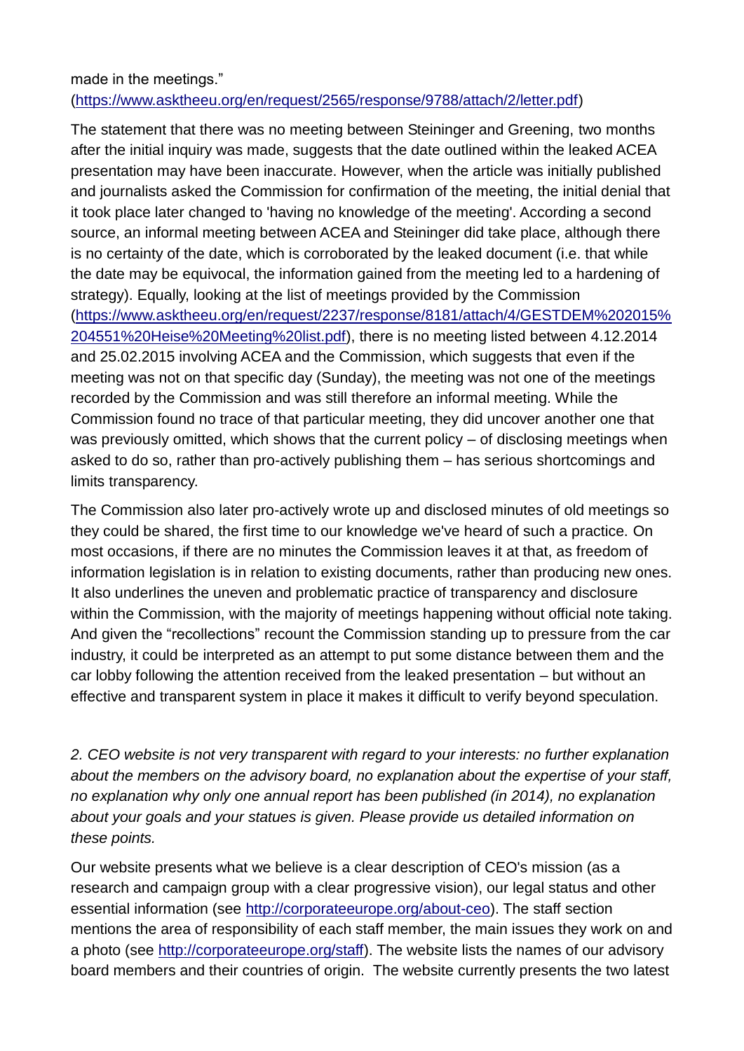made in the meetings."
(https://www.asktheeu.org/en/request/2565/response/9788/attach/2/letter.pdf)

The statement that there was no meeting between Steininger and Greening, two months after the initial inquiry was made, suggests that the date outlined within the leaked ACEA presentation may have been inaccurate. However, when the article was initially published and journalists asked the Commission for confirmation of the meeting, the initial denial that it took place later changed to 'having no knowledge of the meeting'. According a second source, an informal meeting between ACEA and Steininger did take place, although there is no certainty of the date, which is corroborated by the leaked document (i.e. that while the date may be equivocal, the information gained from the meeting led to a hardening of strategy). Equally, looking at the list of meetings provided by the Commission (https://www.asktheeu.org/en/request/2237/response/8181/attach/4/GESTDEM%202015%204551%20Heise%20Meeting%20list.pdf), there is no meeting listed between 4.12.2014 and 25.02.2015 involving ACEA and the Commission, which suggests that even if the meeting was not on that specific day (Sunday), the meeting was not one of the meetings recorded by the Commission and was still therefore an informal meeting. While the Commission found no trace of that particular meeting, they did uncover another one that was previously omitted, which shows that the current policy – of disclosing meetings when asked to do so, rather than pro-actively publishing them – has serious shortcomings and limits transparency.

The Commission also later pro-actively wrote up and disclosed minutes of old meetings so they could be shared, the first time to our knowledge we've heard of such a practice. On most occasions, if there are no minutes the Commission leaves it at that, as freedom of information legislation is in relation to existing documents, rather than producing new ones. It also underlines the uneven and problematic practice of transparency and disclosure within the Commission, with the majority of meetings happening without official note taking. And given the "recollections" recount the Commission standing up to pressure from the car industry, it could be interpreted as an attempt to put some distance between them and the car lobby following the attention received from the leaked presentation – but without an effective and transparent system in place it makes it difficult to verify beyond speculation.

*2. CEO website is not very transparent with regard to your interests: no further explanation about the members on the advisory board, no explanation about the expertise of your staff, no explanation why only one annual report has been published (in 2014), no explanation about your goals and your statues is given. Please provide us detailed information on these points.*

Our website presents what we believe is a clear description of CEO's mission (as a research and campaign group with a clear progressive vision), our legal status and other essential information (see http://corporateeurope.org/about-ceo). The staff section mentions the area of responsibility of each staff member, the main issues they work on and a photo (see http://corporateeurope.org/staff). The website lists the names of our advisory board members and their countries of origin. The website currently presents the two latest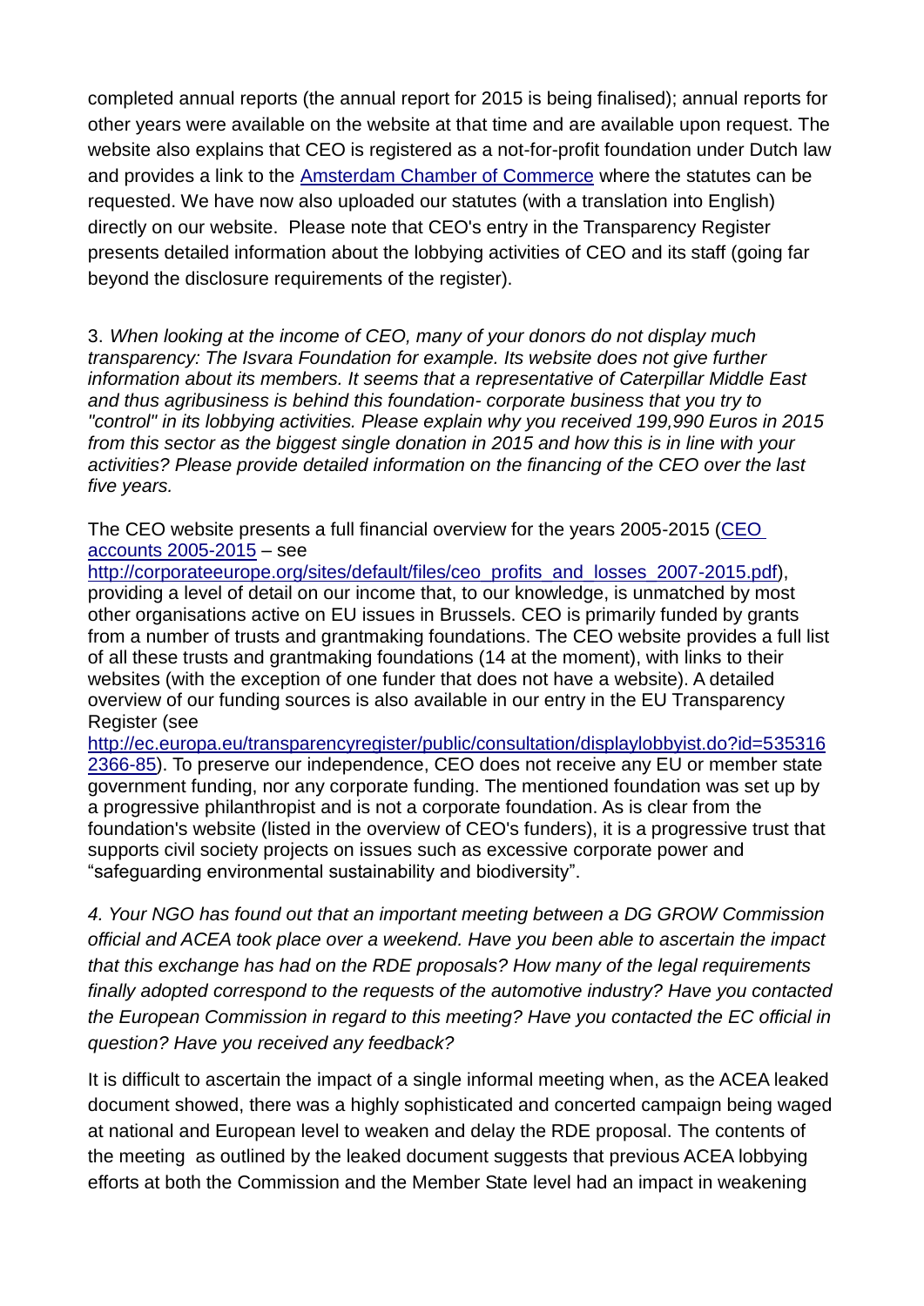completed annual reports (the annual report for 2015 is being finalised); annual reports for other years were available on the website at that time and are available upon request. The website also explains that CEO is registered as a not-for-profit foundation under Dutch law and provides a link to the [Amsterdam Chamber of Commerce] where the statutes can be requested. We have now also uploaded our statutes (with a translation into English) directly on our website. Please note that CEO's entry in the Transparency Register presents detailed information about the lobbying activities of CEO and its staff (going far beyond the disclosure requirements of the register).

3. *When looking at the income of CEO, many of your donors do not display much transparency: The Isvara Foundation for example. Its website does not give further information about its members. It seems that a representative of Caterpillar Middle East and thus agribusiness is behind this foundation- corporate business that you try to "control" in its lobbying activities. Please explain why you received 199,990 Euros in 2015 from this sector as the biggest single donation in 2015 and how this is in line with your activities? Please provide detailed information on the financing of the CEO over the last five years.*

The CEO website presents a full financial overview for the years 2005-2015 (CEO accounts 2005-2015 – see http://corporateeurope.org/sites/default/files/ceo_profits_and_losses_2007-2015.pdf), providing a level of detail on our income that, to our knowledge, is unmatched by most other organisations active on EU issues in Brussels. CEO is primarily funded by grants from a number of trusts and grantmaking foundations. The CEO website provides a full list of all these trusts and grantmaking foundations (14 at the moment), with links to their websites (with the exception of one funder that does not have a website). A detailed overview of our funding sources is also available in our entry in the EU Transparency Register (see http://ec.europa.eu/transparencyregister/public/consultation/displaylobbyist.do?id=5353162366-85). To preserve our independence, CEO does not receive any EU or member state government funding, nor any corporate funding. The mentioned foundation was set up by a progressive philanthropist and is not a corporate foundation. As is clear from the foundation's website (listed in the overview of CEO's funders), it is a progressive trust that supports civil society projects on issues such as excessive corporate power and "safeguarding environmental sustainability and biodiversity".

*4. Your NGO has found out that an important meeting between a DG GROW Commission official and ACEA took place over a weekend. Have you been able to ascertain the impact that this exchange has had on the RDE proposals? How many of the legal requirements finally adopted correspond to the requests of the automotive industry? Have you contacted the European Commission in regard to this meeting? Have you contacted the EC official in question? Have you received any feedback?*

It is difficult to ascertain the impact of a single informal meeting when, as the ACEA leaked document showed, there was a highly sophisticated and concerted campaign being waged at national and European level to weaken and delay the RDE proposal. The contents of the meeting as outlined by the leaked document suggests that previous ACEA lobbying efforts at both the Commission and the Member State level had an impact in weakening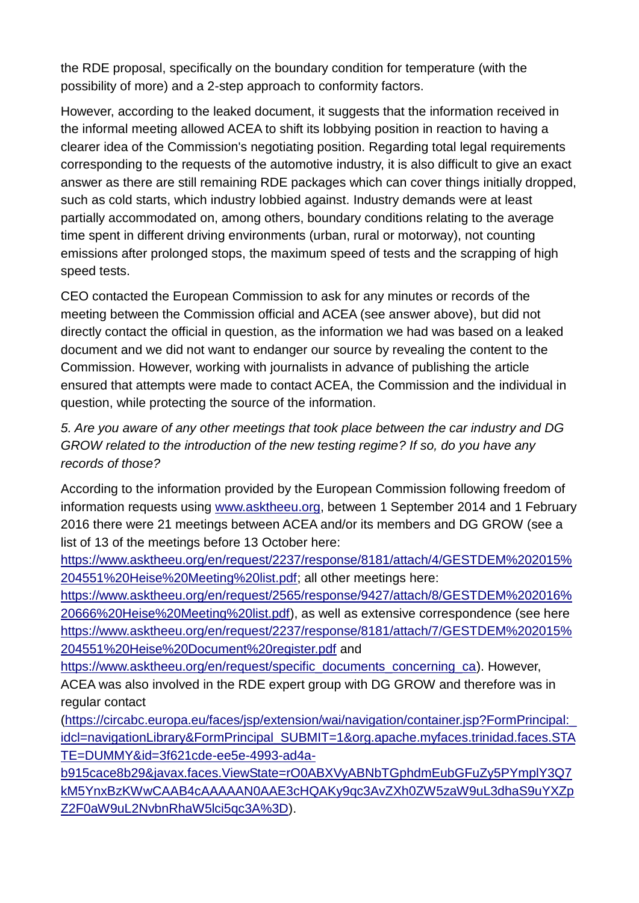the RDE proposal, specifically on the boundary condition for temperature (with the possibility of more) and a 2-step approach to conformity factors.

However, according to the leaked document, it suggests that the information received in the informal meeting allowed ACEA to shift its lobbying position in reaction to having a clearer idea of the Commission's negotiating position. Regarding total legal requirements corresponding to the requests of the automotive industry, it is also difficult to give an exact answer as there are still remaining RDE packages which can cover things initially dropped, such as cold starts, which industry lobbied against. Industry demands were at least partially accommodated on, among others, boundary conditions relating to the average time spent in different driving environments (urban, rural or motorway), not counting emissions after prolonged stops, the maximum speed of tests and the scrapping of high speed tests.

CEO contacted the European Commission to ask for any minutes or records of the meeting between the Commission official and ACEA (see answer above), but did not directly contact the official in question, as the information we had was based on a leaked document and we did not want to endanger our source by revealing the content to the Commission. However, working with journalists in advance of publishing the article ensured that attempts were made to contact ACEA, the Commission and the individual in question, while protecting the source of the information.

*5. Are you aware of any other meetings that took place between the car industry and DG GROW related to the introduction of the new testing regime? If so, do you have any records of those?*

According to the information provided by the European Commission following freedom of information requests using [www.asktheeu.org](www.asktheeu.org), between 1 September 2014 and 1 February 2016 there were 21 meetings between ACEA and/or its members and DG GROW (see a list of 13 of the meetings before 13 October here: [https://www.asktheeu.org/en/request/2237/response/8181/attach/4/GESTDEM%202015%204551%20Heise%20Meeting%20list.pdf](https://www.asktheeu.org/en/request/2237/response/8181/attach/4/GESTDEM%202015%204551%20Heise%20Meeting%20list.pdf); all other meetings here: [https://www.asktheeu.org/en/request/2565/response/9427/attach/8/GESTDEM%202016%20666%20Heise%20Meeting%20list.pdf](https://www.asktheeu.org/en/request/2565/response/9427/attach/8/GESTDEM%202016%20666%20Heise%20Meeting%20list.pdf)), as well as extensive correspondence (see here [https://www.asktheeu.org/en/request/2237/response/8181/attach/7/GESTDEM%202015%204551%20Heise%20Document%20register.pdf](https://www.asktheeu.org/en/request/2237/response/8181/attach/7/GESTDEM%202015%204551%20Heise%20Document%20register.pdf) and [https://www.asktheeu.org/en/request/specific_documents_concerning_ca](https://www.asktheeu.org/en/request/specific_documents_concerning_ca)). However, ACEA was also involved in the RDE expert group with DG GROW and therefore was in regular contact ([https://circabc.europa.eu/faces/jsp/extension/wai/navigation/container.jsp?FormPrincipal:_idcl=navigationLibrary&FormPrincipal_SUBMIT=1&org.apache.myfaces.trinidad.faces.STATE=DUMMY&id=3f621cde-ee5e-4993-ad4a-b915cace8b29&javax.faces.ViewState=rO0ABXVyABNbTGphdmEubGFuZy5PYmplY3Q7kM5YnxBzKWwCAAB4cAAAAAN0AAE3cHQAKy9qc3AvZXh0ZW5zaW9uL3dhaS9uYXZpZ2F0aW9uL2NvbnRhaW5lci5qc3A%3D](https://circabc.europa.eu/faces/jsp/extension/wai/navigation/container.jsp?FormPrincipal:_idcl=navigationLibrary&FormPrincipal_SUBMIT=1&org.apache.myfaces.trinidad.faces.STATE=DUMMY&id=3f621cde-ee5e-4993-ad4a-b915cace8b29&javax.faces.ViewState=rO0ABXVyABNbTGphdmEubGFuZy5PYmplY3Q7kM5YnxBzKWwCAAB4cAAAAAN0AAE3cHQAKy9qc3AvZXh0ZW5zaW9uL3dhaS9uYXZpZ2F0aW9uL2NvbnRhaW5lci5qc3A%3D)).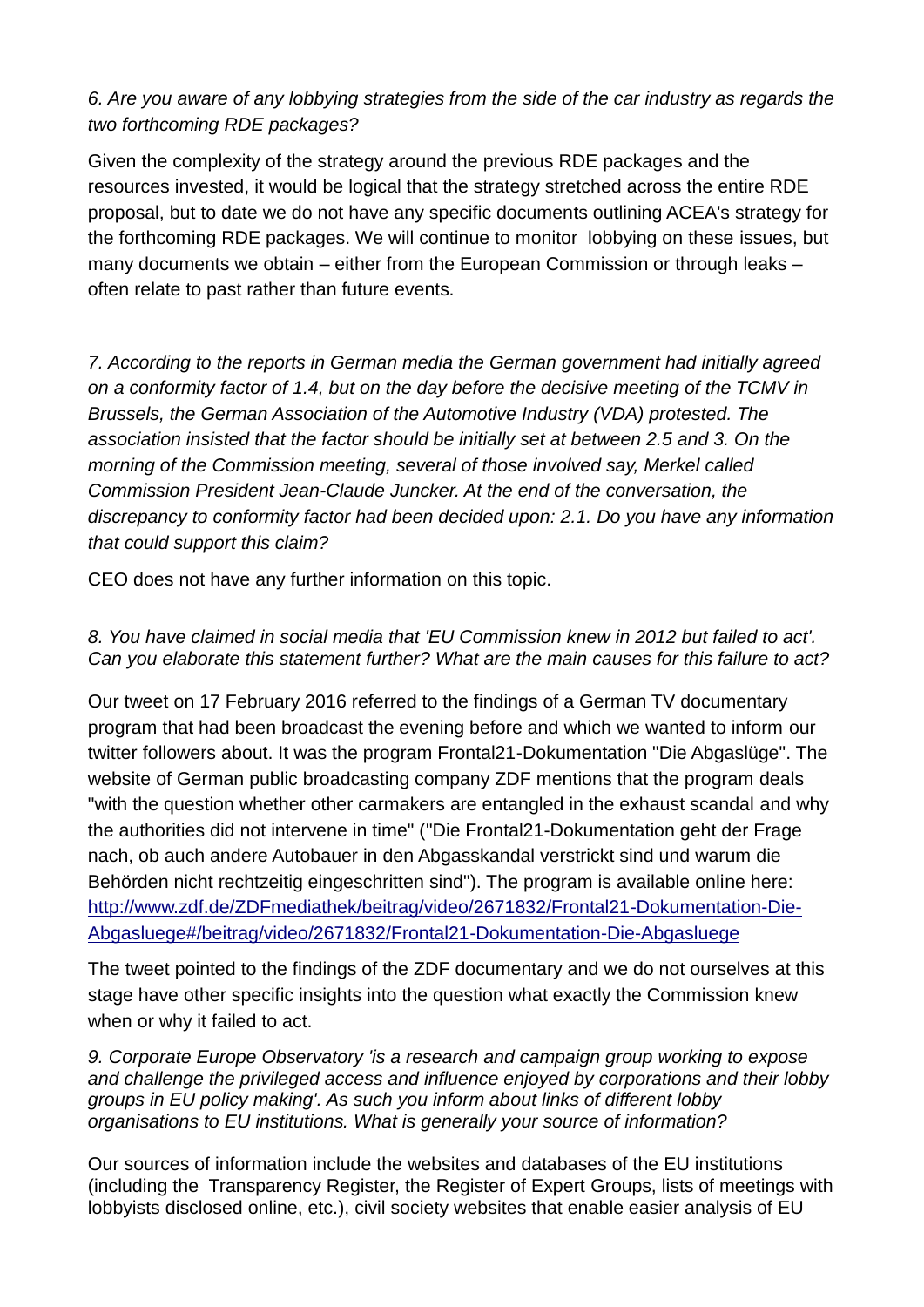*6. Are you aware of any lobbying strategies from the side of the car industry as regards the two forthcoming RDE packages?*

Given the complexity of the strategy around the previous RDE packages and the resources invested, it would be logical that the strategy stretched across the entire RDE proposal, but to date we do not have any specific documents outlining ACEA's strategy for the forthcoming RDE packages. We will continue to monitor lobbying on these issues, but many documents we obtain – either from the European Commission or through leaks – often relate to past rather than future events.

*7. According to the reports in German media the German government had initially agreed on a conformity factor of 1.4, but on the day before the decisive meeting of the TCMV in Brussels, the German Association of the Automotive Industry (VDA) protested. The association insisted that the factor should be initially set at between 2.5 and 3. On the morning of the Commission meeting, several of those involved say, Merkel called Commission President Jean-Claude Juncker. At the end of the conversation, the discrepancy to conformity factor had been decided upon: 2.1. Do you have any information that could support this claim?*

CEO does not have any further information on this topic.

*8. You have claimed in social media that 'EU Commission knew in 2012 but failed to act'. Can you elaborate this statement further? What are the main causes for this failure to act?*

Our tweet on 17 February 2016 referred to the findings of a German TV documentary program that had been broadcast the evening before and which we wanted to inform our twitter followers about. It was the program Frontal21-Dokumentation "Die Abgaslüge". The website of German public broadcasting company ZDF mentions that the program deals "with the question whether other carmakers are entangled in the exhaust scandal and why the authorities did not intervene in time" ("Die Frontal21-Dokumentation geht der Frage nach, ob auch andere Autobauer in den Abgasskandal verstrickt sind und warum die Behörden nicht rechtzeitig eingeschritten sind"). The program is available online here: [http://www.zdf.de/ZDFmediathek/beitrag/video/2671832/Frontal21-Dokumentation-Die-Abgasluege#/beitrag/video/2671832/Frontal21-Dokumentation-Die-Abgasluege](http://www.zdf.de/ZDFmediathek/beitrag/video/2671832/Frontal21-Dokumentation-Die-Abgasluege#/beitrag/video/2671832/Frontal21-Dokumentation-Die-Abgasluege)

The tweet pointed to the findings of the ZDF documentary and we do not ourselves at this stage have other specific insights into the question what exactly the Commission knew when or why it failed to act.

*9. Corporate Europe Observatory 'is a research and campaign group working to expose and challenge the privileged access and influence enjoyed by corporations and their lobby groups in EU policy making'. As such you inform about links of different lobby organisations to EU institutions. What is generally your source of information?*

Our sources of information include the websites and databases of the EU institutions (including the Transparency Register, the Register of Expert Groups, lists of meetings with lobbyists disclosed online, etc.), civil society websites that enable easier analysis of EU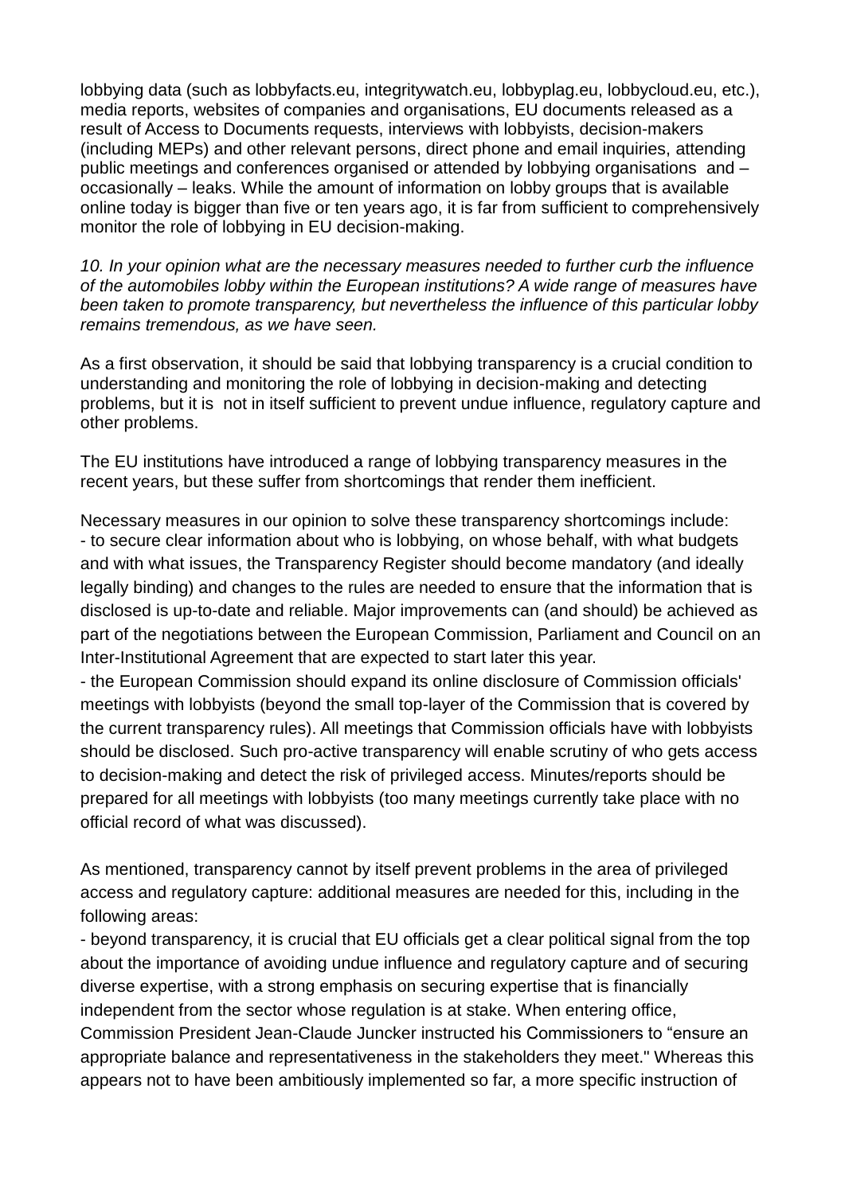lobbying data (such as lobbyfacts.eu, integritywatch.eu, lobbyplag.eu, lobbycloud.eu, etc.), media reports, websites of companies and organisations, EU documents released as a result of Access to Documents requests, interviews with lobbyists, decision-makers (including MEPs) and other relevant persons, direct phone and email inquiries, attending public meetings and conferences organised or attended by lobbying organisations and – occasionally – leaks. While the amount of information on lobby groups that is available online today is bigger than five or ten years ago, it is far from sufficient to comprehensively monitor the role of lobbying in EU decision-making.

*10. In your opinion what are the necessary measures needed to further curb the influence of the automobiles lobby within the European institutions? A wide range of measures have been taken to promote transparency, but nevertheless the influence of this particular lobby remains tremendous, as we have seen.*

As a first observation, it should be said that lobbying transparency is a crucial condition to understanding and monitoring the role of lobbying in decision-making and detecting problems, but it is not in itself sufficient to prevent undue influence, regulatory capture and other problems.

The EU institutions have introduced a range of lobbying transparency measures in the recent years, but these suffer from shortcomings that render them inefficient.

Necessary measures in our opinion to solve these transparency shortcomings include:
- to secure clear information about who is lobbying, on whose behalf, with what budgets and with what issues, the Transparency Register should become mandatory (and ideally legally binding) and changes to the rules are needed to ensure that the information that is disclosed is up-to-date and reliable. Major improvements can (and should) be achieved as part of the negotiations between the European Commission, Parliament and Council on an Inter-Institutional Agreement that are expected to start later this year.
- the European Commission should expand its online disclosure of Commission officials' meetings with lobbyists (beyond the small top-layer of the Commission that is covered by the current transparency rules). All meetings that Commission officials have with lobbyists should be disclosed. Such pro-active transparency will enable scrutiny of who gets access to decision-making and detect the risk of privileged access. Minutes/reports should be prepared for all meetings with lobbyists (too many meetings currently take place with no official record of what was discussed).

As mentioned, transparency cannot by itself prevent problems in the area of privileged access and regulatory capture: additional measures are needed for this, including in the following areas:
- beyond transparency, it is crucial that EU officials get a clear political signal from the top about the importance of avoiding undue influence and regulatory capture and of securing diverse expertise, with a strong emphasis on securing expertise that is financially independent from the sector whose regulation is at stake. When entering office, Commission President Jean-Claude Juncker instructed his Commissioners to "ensure an appropriate balance and representativeness in the stakeholders they meet." Whereas this appears not to have been ambitiously implemented so far, a more specific instruction of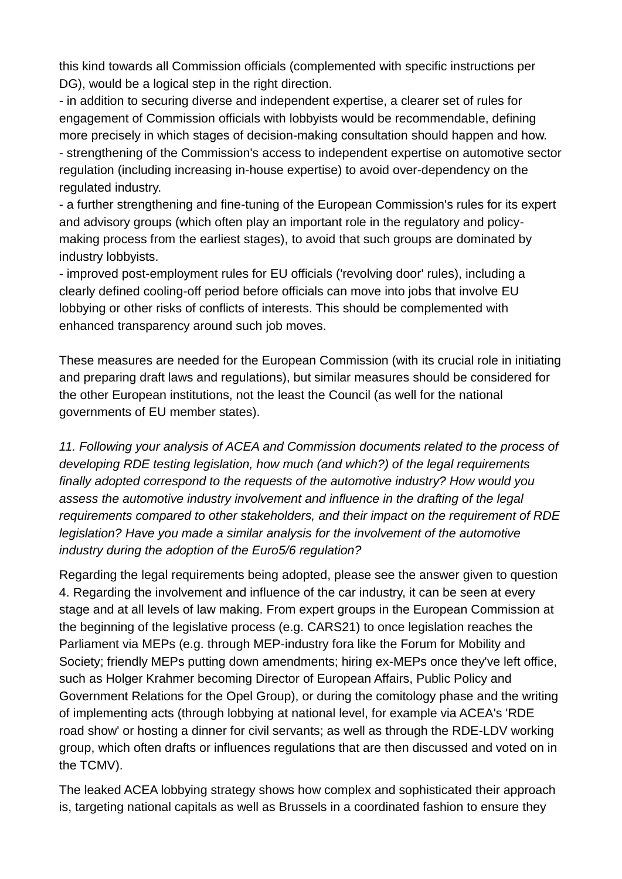this kind towards all Commission officials (complemented with specific instructions per DG), would be a logical step in the right direction.

- in addition to securing diverse and independent expertise, a clearer set of rules for engagement of Commission officials with lobbyists would be recommendable, defining more precisely in which stages of decision-making consultation should happen and how.
- strengthening of the Commission's access to independent expertise on automotive sector regulation (including increasing in-house expertise) to avoid over-dependency on the regulated industry.
- a further strengthening and fine-tuning of the European Commission's rules for its expert and advisory groups (which often play an important role in the regulatory and policy-making process from the earliest stages), to avoid that such groups are dominated by industry lobbyists.
- improved post-employment rules for EU officials ('revolving door' rules), including a clearly defined cooling-off period before officials can move into jobs that involve EU lobbying or other risks of conflicts of interests. This should be complemented with enhanced transparency around such job moves.

These measures are needed for the European Commission (with its crucial role in initiating and preparing draft laws and regulations), but similar measures should be considered for the other European institutions, not the least the Council (as well for the national governments of EU member states).

*11. Following your analysis of ACEA and Commission documents related to the process of developing RDE testing legislation, how much (and which?) of the legal requirements finally adopted correspond to the requests of the automotive industry? How would you assess the automotive industry involvement and influence in the drafting of the legal requirements compared to other stakeholders, and their impact on the requirement of RDE legislation? Have you made a similar analysis for the involvement of the automotive industry during the adoption of the Euro5/6 regulation?*

Regarding the legal requirements being adopted, please see the answer given to question 4. Regarding the involvement and influence of the car industry, it can be seen at every stage and at all levels of law making. From expert groups in the European Commission at the beginning of the legislative process (e.g. CARS21) to once legislation reaches the Parliament via MEPs (e.g. through MEP-industry fora like the Forum for Mobility and Society; friendly MEPs putting down amendments; hiring ex-MEPs once they've left office, such as Holger Krahmer becoming Director of European Affairs, Public Policy and Government Relations for the Opel Group), or during the comitology phase and the writing of implementing acts (through lobbying at national level, for example via ACEA's 'RDE road show' or hosting a dinner for civil servants; as well as through the RDE-LDV working group, which often drafts or influences regulations that are then discussed and voted on in the TCMV).

The leaked ACEA lobbying strategy shows how complex and sophisticated their approach is, targeting national capitals as well as Brussels in a coordinated fashion to ensure they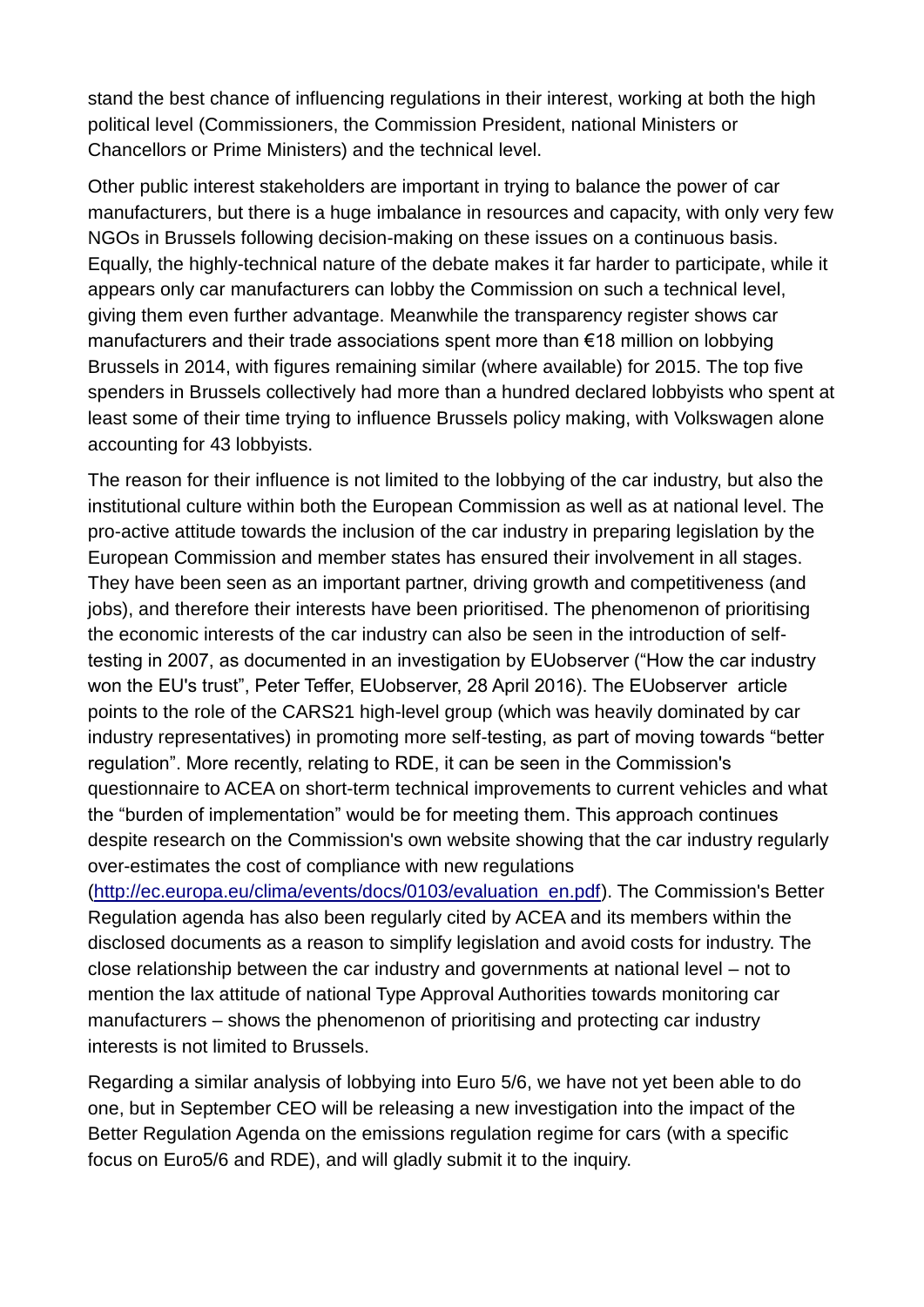stand the best chance of influencing regulations in their interest, working at both the high political level (Commissioners, the Commission President, national Ministers or Chancellors or Prime Ministers) and the technical level.

Other public interest stakeholders are important in trying to balance the power of car manufacturers, but there is a huge imbalance in resources and capacity, with only very few NGOs in Brussels following decision-making on these issues on a continuous basis. Equally, the highly-technical nature of the debate makes it far harder to participate, while it appears only car manufacturers can lobby the Commission on such a technical level, giving them even further advantage. Meanwhile the transparency register shows car manufacturers and their trade associations spent more than €18 million on lobbying Brussels in 2014, with figures remaining similar (where available) for 2015. The top five spenders in Brussels collectively had more than a hundred declared lobbyists who spent at least some of their time trying to influence Brussels policy making, with Volkswagen alone accounting for 43 lobbyists.

The reason for their influence is not limited to the lobbying of the car industry, but also the institutional culture within both the European Commission as well as at national level. The pro-active attitude towards the inclusion of the car industry in preparing legislation by the European Commission and member states has ensured their involvement in all stages. They have been seen as an important partner, driving growth and competitiveness (and jobs), and therefore their interests have been prioritised. The phenomenon of prioritising the economic interests of the car industry can also be seen in the introduction of self-testing in 2007, as documented in an investigation by EUobserver ("How the car industry won the EU's trust", Peter Teffer, EUobserver, 28 April 2016). The EUobserver article points to the role of the CARS21 high-level group (which was heavily dominated by car industry representatives) in promoting more self-testing, as part of moving towards "better regulation". More recently, relating to RDE, it can be seen in the Commission's questionnaire to ACEA on short-term technical improvements to current vehicles and what the "burden of implementation" would be for meeting them. This approach continues despite research on the Commission's own website showing that the car industry regularly over-estimates the cost of compliance with new regulations (http://ec.europa.eu/clima/events/docs/0103/evaluation_en.pdf). The Commission's Better Regulation agenda has also been regularly cited by ACEA and its members within the disclosed documents as a reason to simplify legislation and avoid costs for industry. The close relationship between the car industry and governments at national level – not to mention the lax attitude of national Type Approval Authorities towards monitoring car manufacturers – shows the phenomenon of prioritising and protecting car industry interests is not limited to Brussels.

Regarding a similar analysis of lobbying into Euro 5/6, we have not yet been able to do one, but in September CEO will be releasing a new investigation into the impact of the Better Regulation Agenda on the emissions regulation regime for cars (with a specific focus on Euro5/6 and RDE), and will gladly submit it to the inquiry.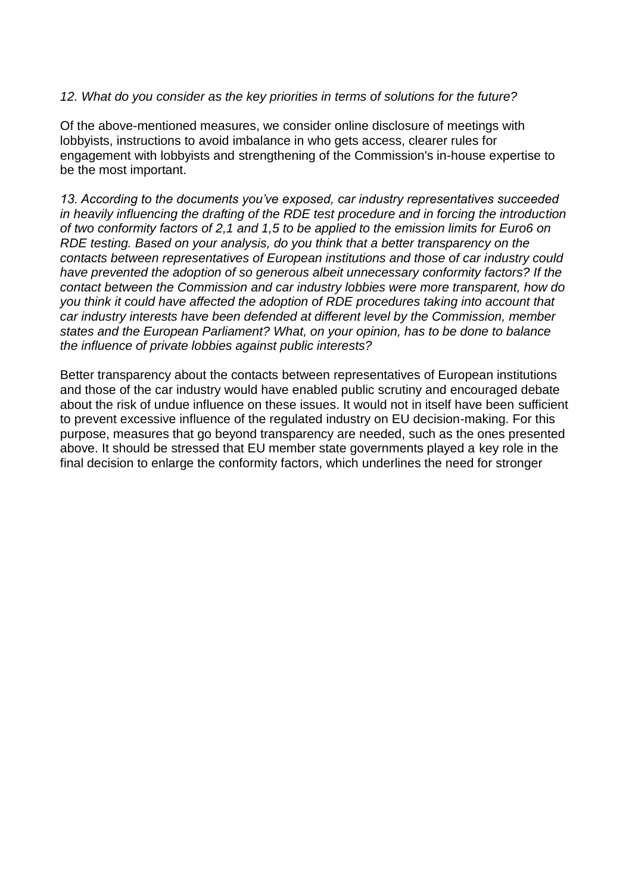*12. What do you consider as the key priorities in terms of solutions for the future?*

Of the above-mentioned measures, we consider online disclosure of meetings with lobbyists, instructions to avoid imbalance in who gets access, clearer rules for engagement with lobbyists and strengthening of the Commission's in-house expertise to be the most important.

*13. According to the documents you've exposed, car industry representatives succeeded in heavily influencing the drafting of the RDE test procedure and in forcing the introduction of two conformity factors of 2,1 and 1,5 to be applied to the emission limits for Euro6 on RDE testing. Based on your analysis, do you think that a better transparency on the contacts between representatives of European institutions and those of car industry could have prevented the adoption of so generous albeit unnecessary conformity factors? If the contact between the Commission and car industry lobbies were more transparent, how do you think it could have affected the adoption of RDE procedures taking into account that car industry interests have been defended at different level by the Commission, member states and the European Parliament? What, on your opinion, has to be done to balance the influence of private lobbies against public interests?*

Better transparency about the contacts between representatives of European institutions and those of the car industry would have enabled public scrutiny and encouraged debate about the risk of undue influence on these issues. It would not in itself have been sufficient to prevent excessive influence of the regulated industry on EU decision-making. For this purpose, measures that go beyond transparency are needed, such as the ones presented above. It should be stressed that EU member state governments played a key role in the final decision to enlarge the conformity factors, which underlines the need for stronger